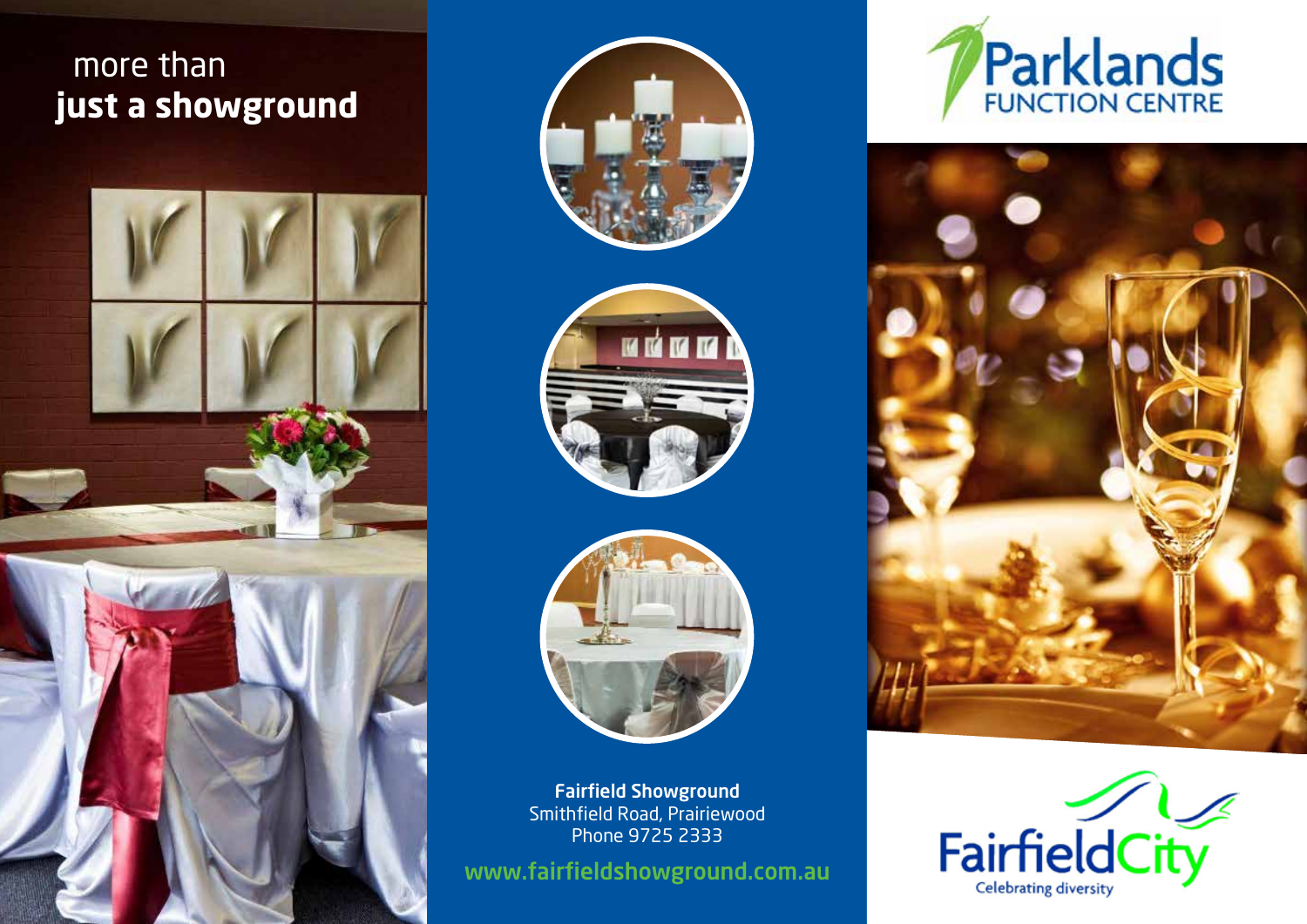# more than **just a showground**

**Fairfield Showground**
Smithfield Road, Prairiewood
Phone 9725 2333

www.fairfieldshowground.com.au

Parklands
FUNCTION CENTRE

FairfieldCity
Celebrating diversity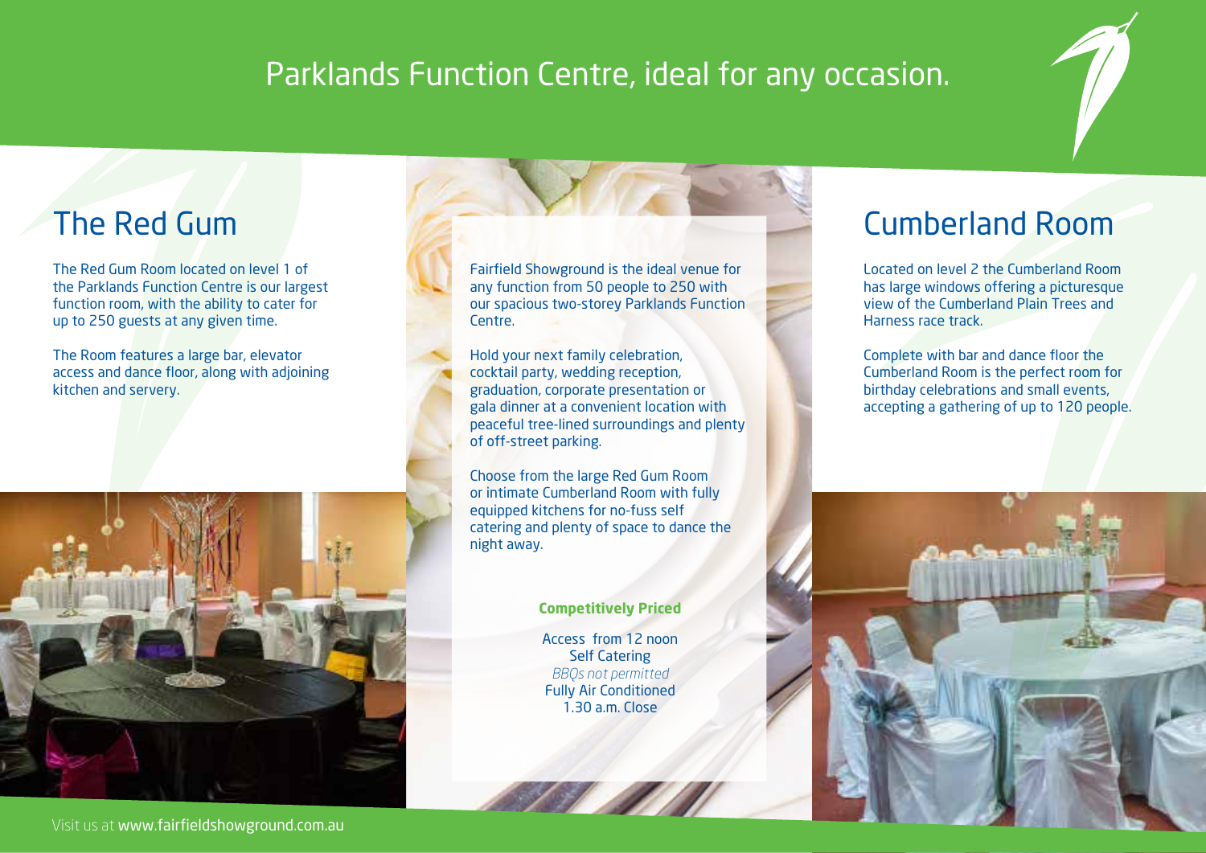# Parklands Function Centre, ideal for any occasion.

## The Red Gum

The Red Gum Room located on level 1 of the Parklands Function Centre is our largest function room, with the ability to cater for up to 250 guests at any given time.

The Room features a large bar, elevator access and dance floor, along with adjoining kitchen and servery.

Fairfield Showground is the ideal venue for any function from 50 people to 250 with our spacious two-storey Parklands Function Centre.

Hold your next family celebration, cocktail party, wedding reception, graduation, corporate presentation or gala dinner at a convenient location with peaceful tree-lined surroundings and plenty of off-street parking.

Choose from the large Red Gum Room or intimate Cumberland Room with fully equipped kitchens for no-fuss self catering and plenty of space to dance the night away.

**Competitively Priced**

Access from 12 noon
Self Catering
*BBQs not permitted*
Fully Air Conditioned
1.30 a.m. Close

## Cumberland Room

Located on level 2 the Cumberland Room has large windows offering a picturesque view of the Cumberland Plain Trees and Harness race track.

Complete with bar and dance floor the Cumberland Room is the perfect room for birthday celebrations and small events, accepting a gathering of up to 120 people.

Visit us at www.fairfieldshowground.com.au